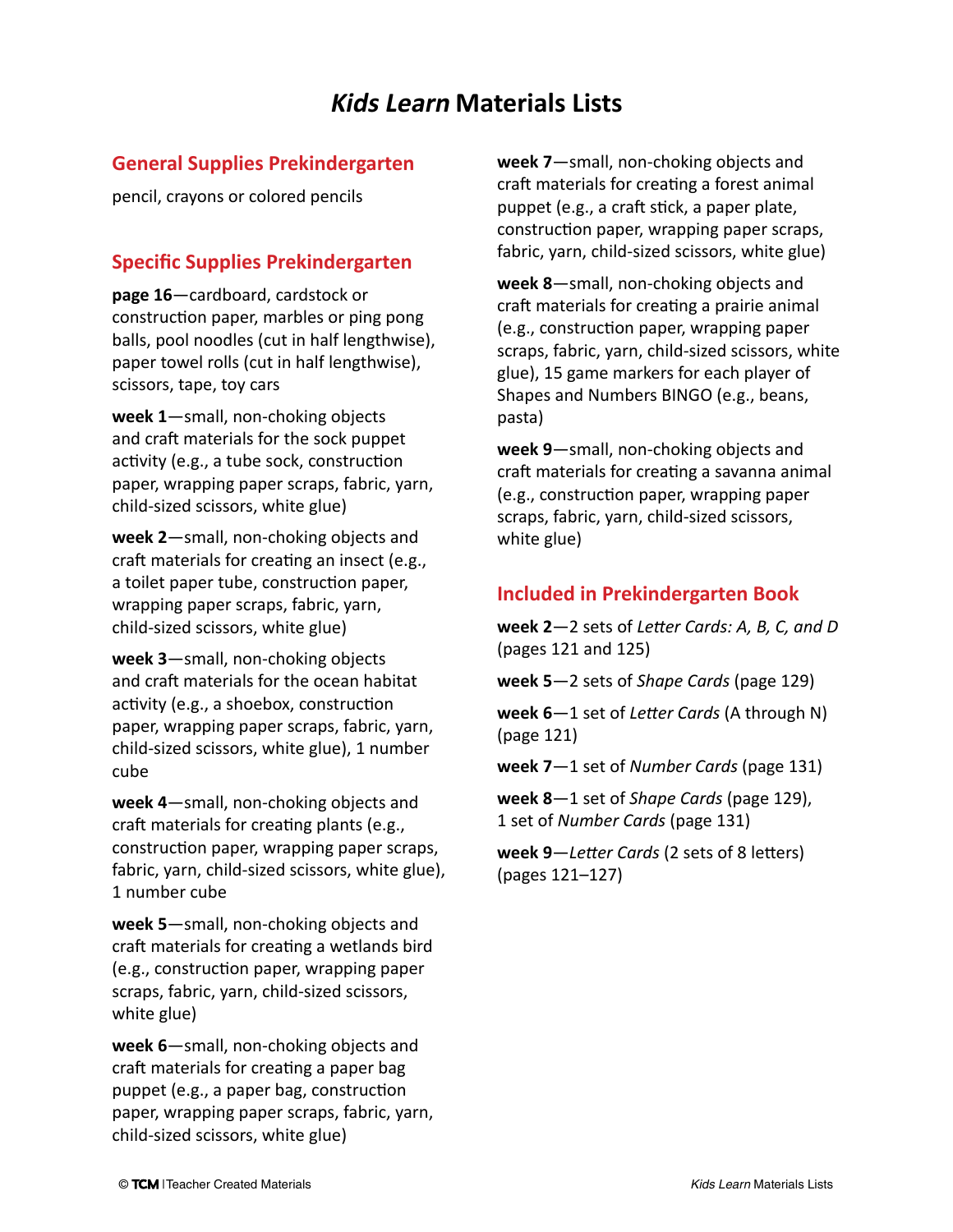# *Kids Learn* Materials Lists

## General Supplies Prekindergarten

pencil, crayons or colored pencils

## Specific Supplies Prekindergarten

**page 16**—cardboard, cardstock or construction paper, marbles or ping pong balls, pool noodles (cut in half lengthwise), paper towel rolls (cut in half lengthwise), scissors, tape, toy cars

**week 1**—small, non-choking objects and craft materials for the sock puppet activity (e.g., a tube sock, construction paper, wrapping paper scraps, fabric, yarn, child-sized scissors, white glue)

**week 2**—small, non-choking objects and craft materials for creating an insect (e.g., a toilet paper tube, construction paper, wrapping paper scraps, fabric, yarn, child-sized scissors, white glue)

**week 3**—small, non-choking objects and craft materials for the ocean habitat activity (e.g., a shoebox, construction paper, wrapping paper scraps, fabric, yarn, child-sized scissors, white glue), 1 number cube

**week 4**—small, non-choking objects and craft materials for creating plants (e.g., construction paper, wrapping paper scraps, fabric, yarn, child-sized scissors, white glue), 1 number cube

**week 5**—small, non-choking objects and craft materials for creating a wetlands bird (e.g., construction paper, wrapping paper scraps, fabric, yarn, child-sized scissors, white glue)

**week 6**—small, non-choking objects and craft materials for creating a paper bag puppet (e.g., a paper bag, construction paper, wrapping paper scraps, fabric, yarn, child-sized scissors, white glue)

**week 7**—small, non-choking objects and craft materials for creating a forest animal puppet (e.g., a craft stick, a paper plate, construction paper, wrapping paper scraps, fabric, yarn, child-sized scissors, white glue)

**week 8**—small, non-choking objects and craft materials for creating a prairie animal (e.g., construction paper, wrapping paper scraps, fabric, yarn, child-sized scissors, white glue), 15 game markers for each player of Shapes and Numbers BINGO (e.g., beans, pasta)

**week 9**—small, non-choking objects and craft materials for creating a savanna animal (e.g., construction paper, wrapping paper scraps, fabric, yarn, child-sized scissors, white glue)

## Included in Prekindergarten Book

**week 2**—2 sets of *Letter Cards: A, B, C, and D* (pages 121 and 125)

**week 5**—2 sets of *Shape Cards* (page 129)

**week 6**—1 set of *Letter Cards* (A through N) (page 121)

**week 7**—1 set of *Number Cards* (page 131)

**week 8**—1 set of *Shape Cards* (page 129), 1 set of *Number Cards* (page 131)

**week 9**—*Letter Cards* (2 sets of 8 letters) (pages 121–127)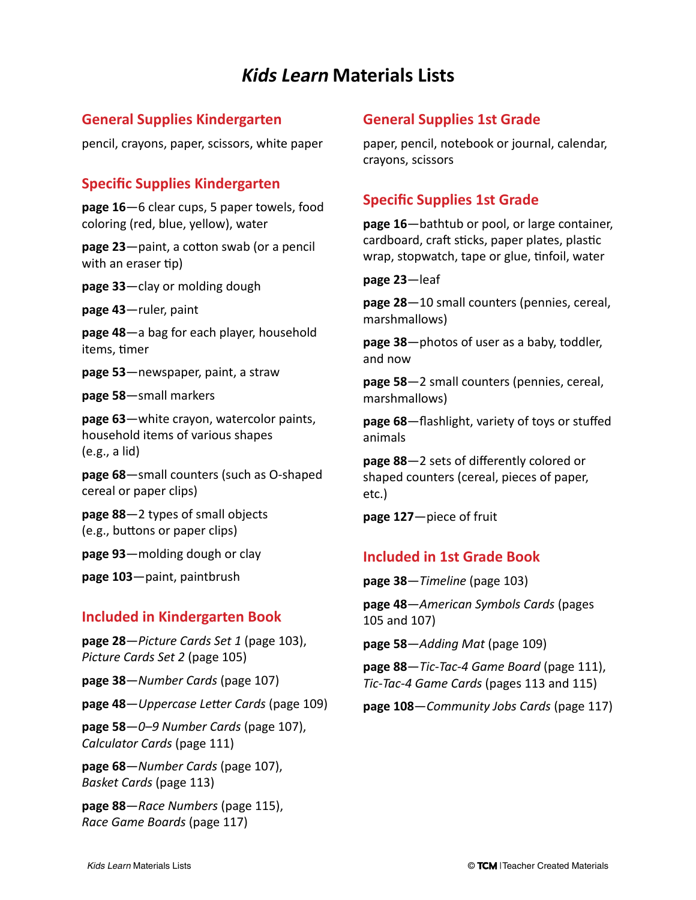# *Kids Learn* Materials Lists

## General Supplies Kindergarten

pencil, crayons, paper, scissors, white paper

## Specific Supplies Kindergarten

**page 16**—6 clear cups, 5 paper towels, food coloring (red, blue, yellow), water

**page 23**—paint, a cotton swab (or a pencil with an eraser tip)

**page 33**—clay or molding dough

**page 43**—ruler, paint

**page 48**—a bag for each player, household items, timer

**page 53**—newspaper, paint, a straw

**page 58**—small markers

**page 63**—white crayon, watercolor paints, household items of various shapes (e.g., a lid)

**page 68**—small counters (such as O-shaped cereal or paper clips)

**page 88**—2 types of small objects (e.g., buttons or paper clips)

**page 93**—molding dough or clay

**page 103**—paint, paintbrush

## Included in Kindergarten Book

**page 28**—*Picture Cards Set 1* (page 103), *Picture Cards Set 2* (page 105)

**page 38**—*Number Cards* (page 107)

**page 48**—*Uppercase Letter Cards* (page 109)

**page 58**—*0–9 Number Cards* (page 107), *Calculator Cards* (page 111)

**page 68**—*Number Cards* (page 107), *Basket Cards* (page 113)

**page 88**—*Race Numbers* (page 115), *Race Game Boards* (page 117)

## General Supplies 1st Grade

paper, pencil, notebook or journal, calendar, crayons, scissors

## Specific Supplies 1st Grade

**page 16**—bathtub or pool, or large container, cardboard, craft sticks, paper plates, plastic wrap, stopwatch, tape or glue, tinfoil, water

**page 23**—leaf

**page 28**—10 small counters (pennies, cereal, marshmallows)

**page 38**—photos of user as a baby, toddler, and now

**page 58**—2 small counters (pennies, cereal, marshmallows)

**page 68**—flashlight, variety of toys or stuffed animals

**page 88**—2 sets of differently colored or shaped counters (cereal, pieces of paper, etc.)

**page 127**—piece of fruit

## Included in 1st Grade Book

**page 38**—*Timeline* (page 103)

**page 48**—*American Symbols Cards* (pages 105 and 107)

**page 58**—*Adding Mat* (page 109)

**page 88**—*Tic-Tac-4 Game Board* (page 111), *Tic-Tac-4 Game Cards* (pages 113 and 115)

**page 108**—*Community Jobs Cards* (page 117)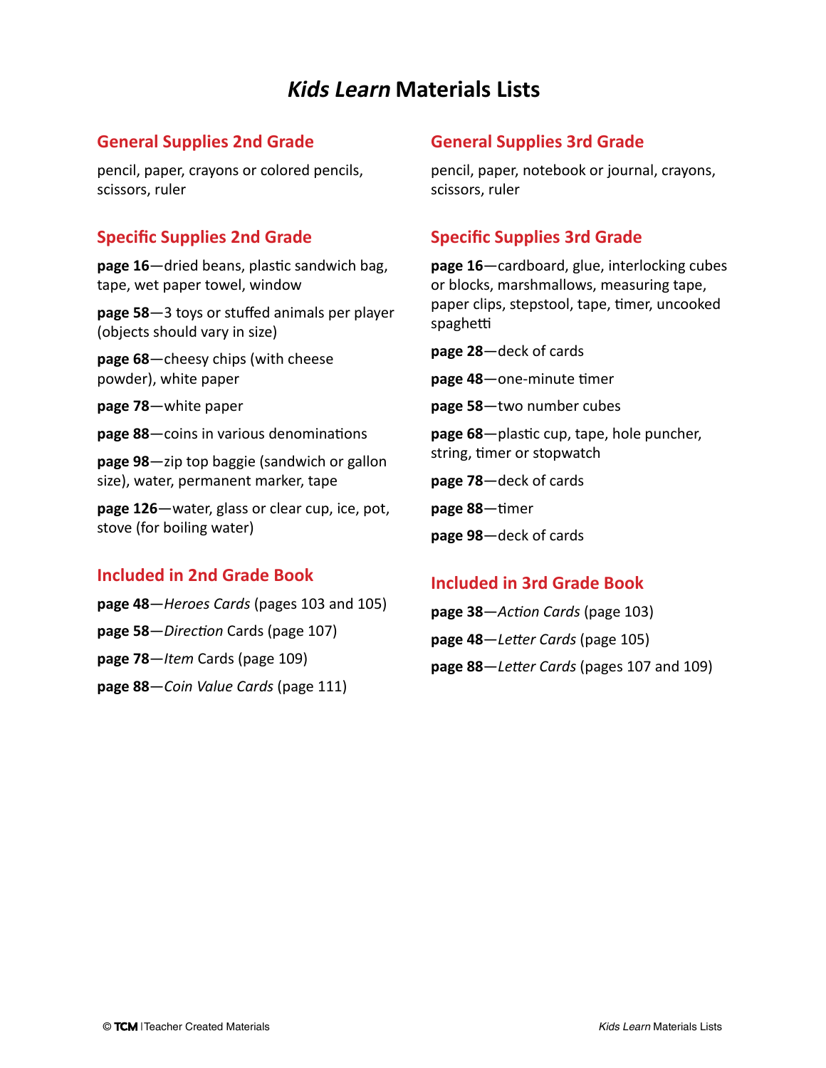# *Kids Learn* Materials Lists

## General Supplies 2nd Grade

pencil, paper, crayons or colored pencils, scissors, ruler

## Specific Supplies 2nd Grade

**page 16**—dried beans, plastic sandwich bag, tape, wet paper towel, window

**page 58**—3 toys or stuffed animals per player (objects should vary in size)

**page 68**—cheesy chips (with cheese powder), white paper

**page 78**—white paper

**page 88**—coins in various denominations

**page 98**—zip top baggie (sandwich or gallon size), water, permanent marker, tape

**page 126**—water, glass or clear cup, ice, pot, stove (for boiling water)

## Included in 2nd Grade Book

**page 48**—*Heroes Cards* (pages 103 and 105)

**page 58**—*Direction* Cards (page 107)

**page 78**—*Item* Cards (page 109)

**page 88**—*Coin Value Cards* (page 111)

## General Supplies 3rd Grade

pencil, paper, notebook or journal, crayons, scissors, ruler

## Specific Supplies 3rd Grade

**page 16**—cardboard, glue, interlocking cubes or blocks, marshmallows, measuring tape, paper clips, stepstool, tape, timer, uncooked spaghetti

**page 28**—deck of cards

**page 48**—one-minute timer

**page 58**—two number cubes

**page 68**—plastic cup, tape, hole puncher, string, timer or stopwatch

**page 78**—deck of cards

**page 88**—timer

**page 98**—deck of cards

## Included in 3rd Grade Book

**page 38**—*Action Cards* (page 103)

**page 48**—*Letter Cards* (page 105)

**page 88**—*Letter Cards* (pages 107 and 109)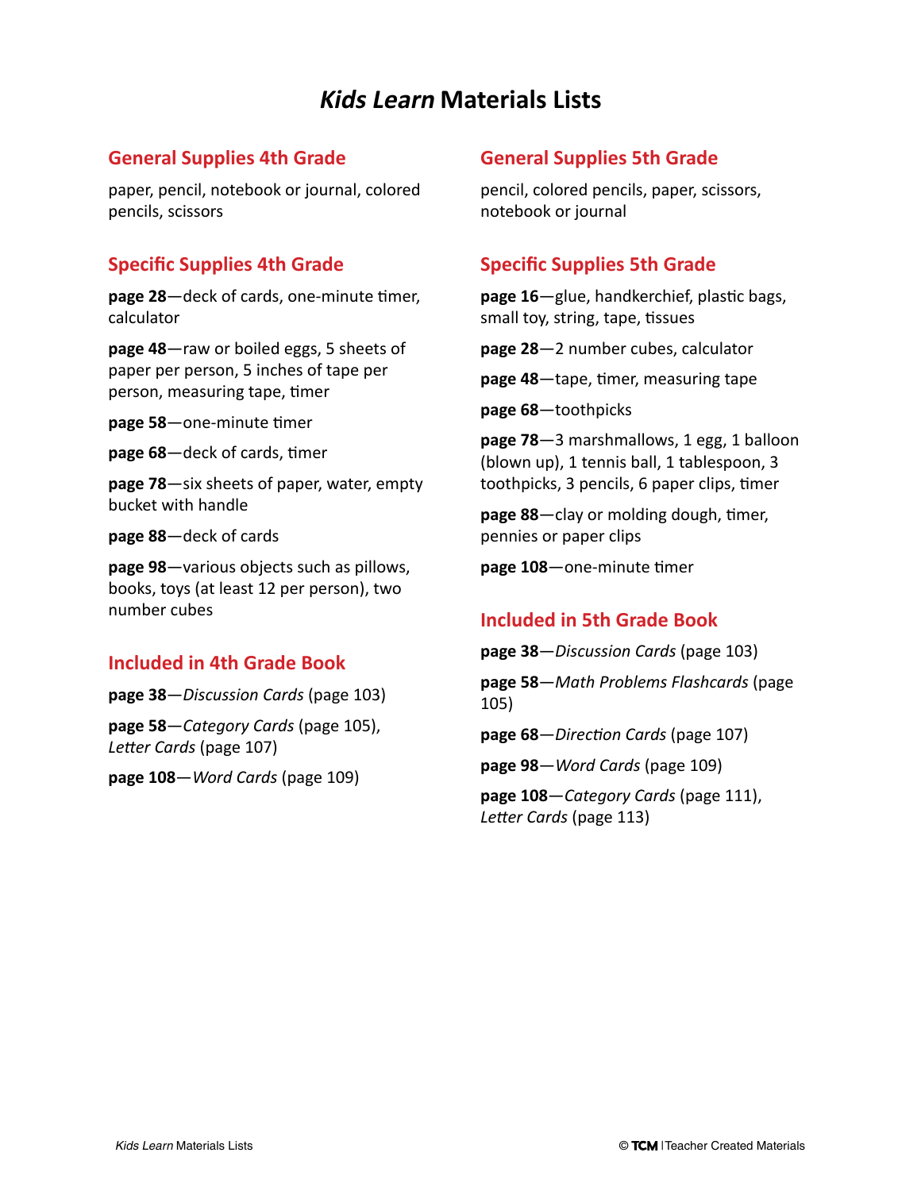# *Kids Learn* Materials Lists

## General Supplies 4th Grade

paper, pencil, notebook or journal, colored pencils, scissors

## Specific Supplies 4th Grade

**page 28**—deck of cards, one-minute timer, calculator

**page 48**—raw or boiled eggs, 5 sheets of paper per person, 5 inches of tape per person, measuring tape, timer

**page 58**—one-minute timer

**page 68**—deck of cards, timer

**page 78**—six sheets of paper, water, empty bucket with handle

**page 88**—deck of cards

**page 98**—various objects such as pillows, books, toys (at least 12 per person), two number cubes

## Included in 4th Grade Book

**page 38**—*Discussion Cards* (page 103)

**page 58**—*Category Cards* (page 105), *Letter Cards* (page 107)

**page 108**—*Word Cards* (page 109)

## General Supplies 5th Grade

pencil, colored pencils, paper, scissors, notebook or journal

## Specific Supplies 5th Grade

**page 16**—glue, handkerchief, plastic bags, small toy, string, tape, tissues

**page 28**—2 number cubes, calculator

**page 48**—tape, timer, measuring tape

**page 68**—toothpicks

**page 78**—3 marshmallows, 1 egg, 1 balloon (blown up), 1 tennis ball, 1 tablespoon, 3 toothpicks, 3 pencils, 6 paper clips, timer

**page 88**—clay or molding dough, timer, pennies or paper clips

**page 108**—one-minute timer

## Included in 5th Grade Book

**page 38**—*Discussion Cards* (page 103)

**page 58**—*Math Problems Flashcards* (page 105)

**page 68**—*Direction Cards* (page 107)

**page 98**—*Word Cards* (page 109)

**page 108**—*Category Cards* (page 111), *Letter Cards* (page 113)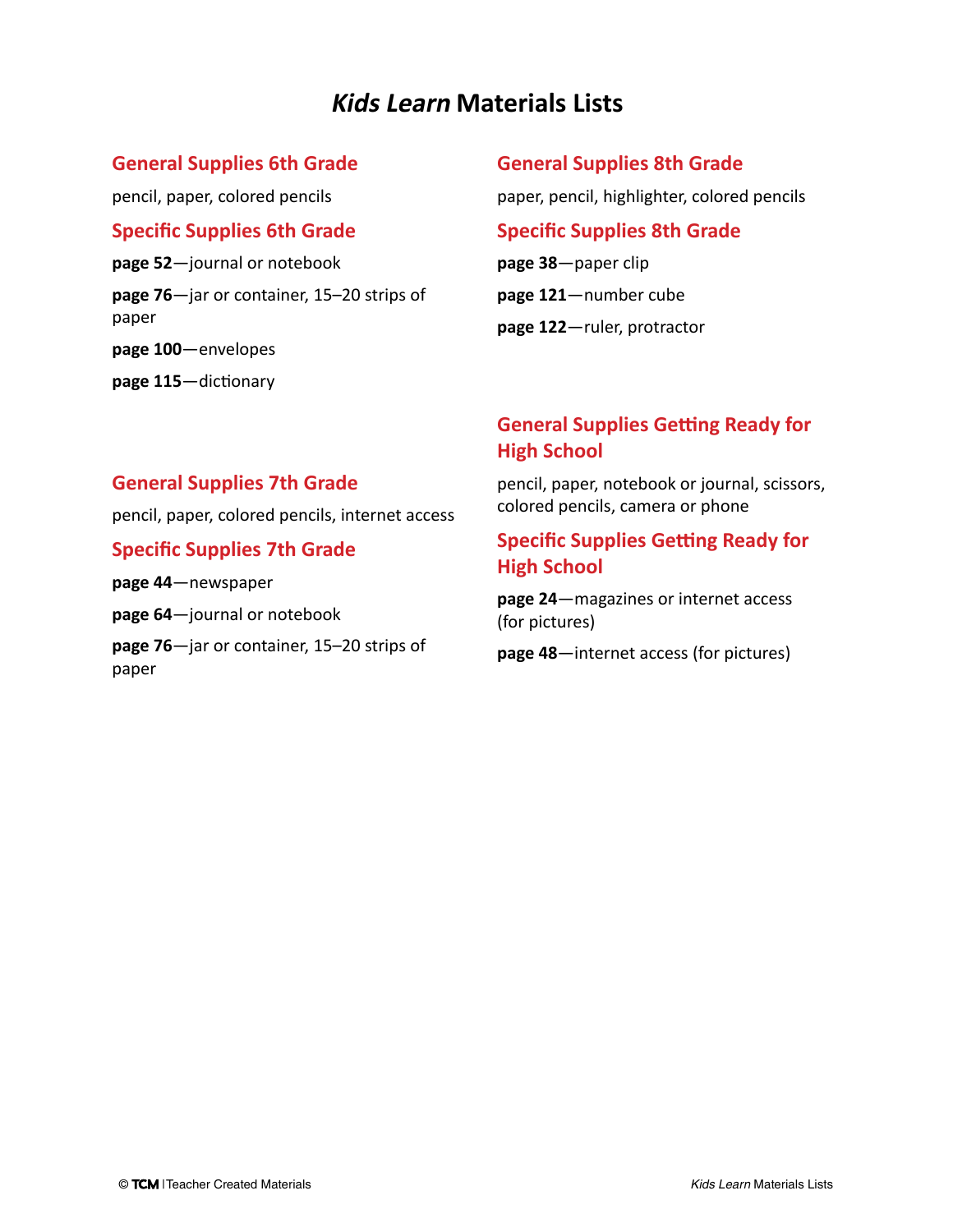# *Kids Learn* Materials Lists

## General Supplies 6th Grade

pencil, paper, colored pencils

## Specific Supplies 6th Grade

**page 52**—journal or notebook

**page 76**—jar or container, 15–20 strips of paper

**page 100**—envelopes

**page 115**—dictionary

## General Supplies 7th Grade

pencil, paper, colored pencils, internet access

## Specific Supplies 7th Grade

**page 44**—newspaper

**page 64**—journal or notebook

**page 76**—jar or container, 15–20 strips of paper

## General Supplies 8th Grade

paper, pencil, highlighter, colored pencils

## Specific Supplies 8th Grade

**page 38**—paper clip

**page 121**—number cube

**page 122**—ruler, protractor

## General Supplies Getting Ready for High School

pencil, paper, notebook or journal, scissors, colored pencils, camera or phone

## Specific Supplies Getting Ready for High School

**page 24**—magazines or internet access (for pictures)

**page 48**—internet access (for pictures)